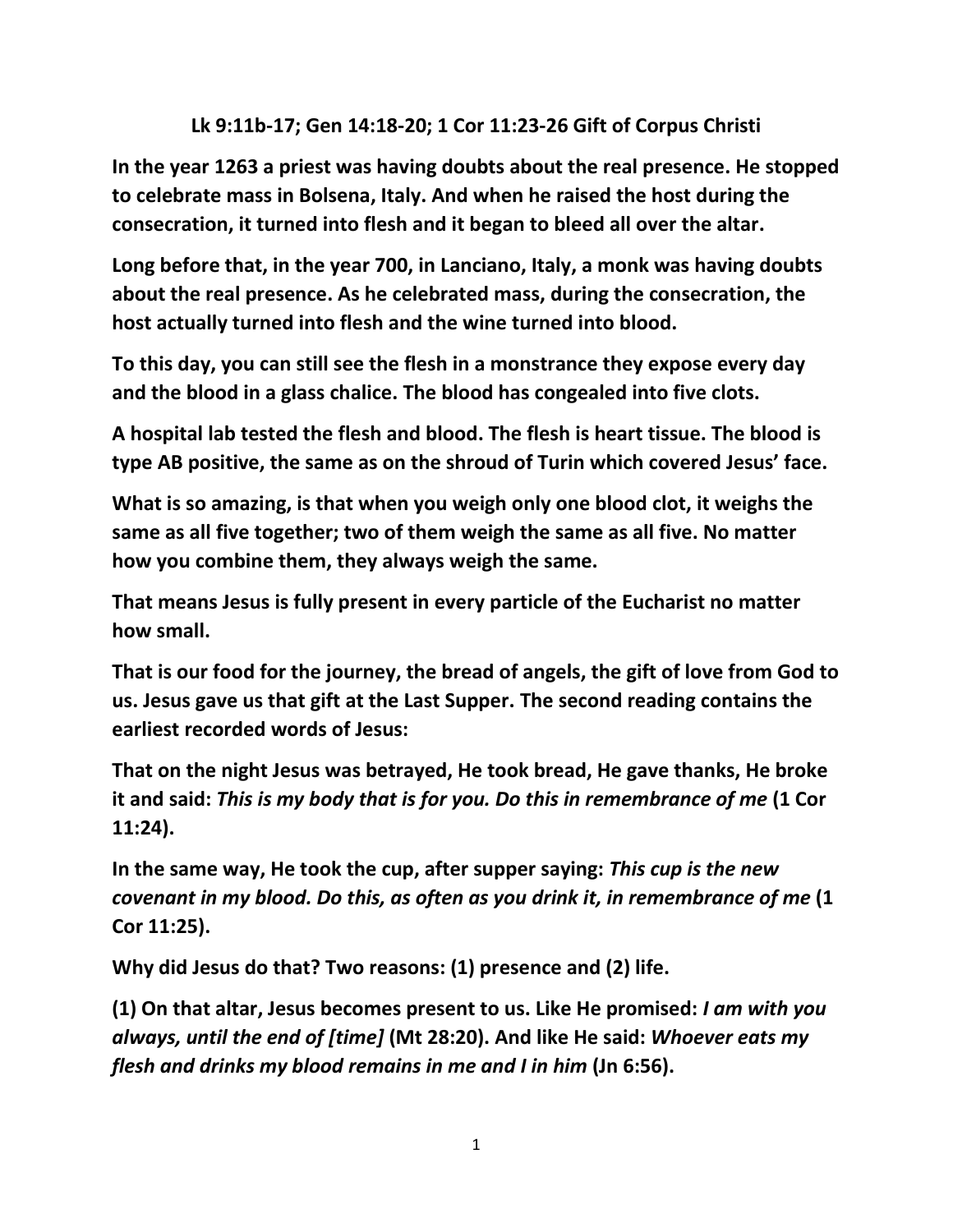**Lk 9:11b-17; Gen 14:18-20; 1 Cor 11:23-26 Gift of Corpus Christi**

**In the year 1263 a priest was having doubts about the real presence. He stopped to celebrate mass in Bolsena, Italy. And when he raised the host during the consecration, it turned into flesh and it began to bleed all over the altar.**

**Long before that, in the year 700, in Lanciano, Italy, a monk was having doubts about the real presence. As he celebrated mass, during the consecration, the host actually turned into flesh and the wine turned into blood.**

**To this day, you can still see the flesh in a monstrance they expose every day and the blood in a glass chalice. The blood has congealed into five clots.**

**A hospital lab tested the flesh and blood. The flesh is heart tissue. The blood is type AB positive, the same as on the shroud of Turin which covered Jesus' face.**

**What is so amazing, is that when you weigh only one blood clot, it weighs the same as all five together; two of them weigh the same as all five. No matter how you combine them, they always weigh the same.**

**That means Jesus is fully present in every particle of the Eucharist no matter how small.**

**That is our food for the journey, the bread of angels, the gift of love from God to us. Jesus gave us that gift at the Last Supper. The second reading contains the earliest recorded words of Jesus:**

**That on the night Jesus was betrayed, He took bread, He gave thanks, He broke it and said: *This is my body that is for you. Do this in remembrance of me* (1 Cor 11:24).**

**In the same way, He took the cup, after supper saying: *This cup is the new covenant in my blood. Do this, as often as you drink it, in remembrance of me* (1 Cor 11:25).**

**Why did Jesus do that? Two reasons: (1) presence and (2) life.**

**(1) On that altar, Jesus becomes present to us. Like He promised: *I am with you always, until the end of [time]* (Mt 28:20). And like He said: *Whoever eats my flesh and drinks my blood remains in me and I in him* (Jn 6:56).**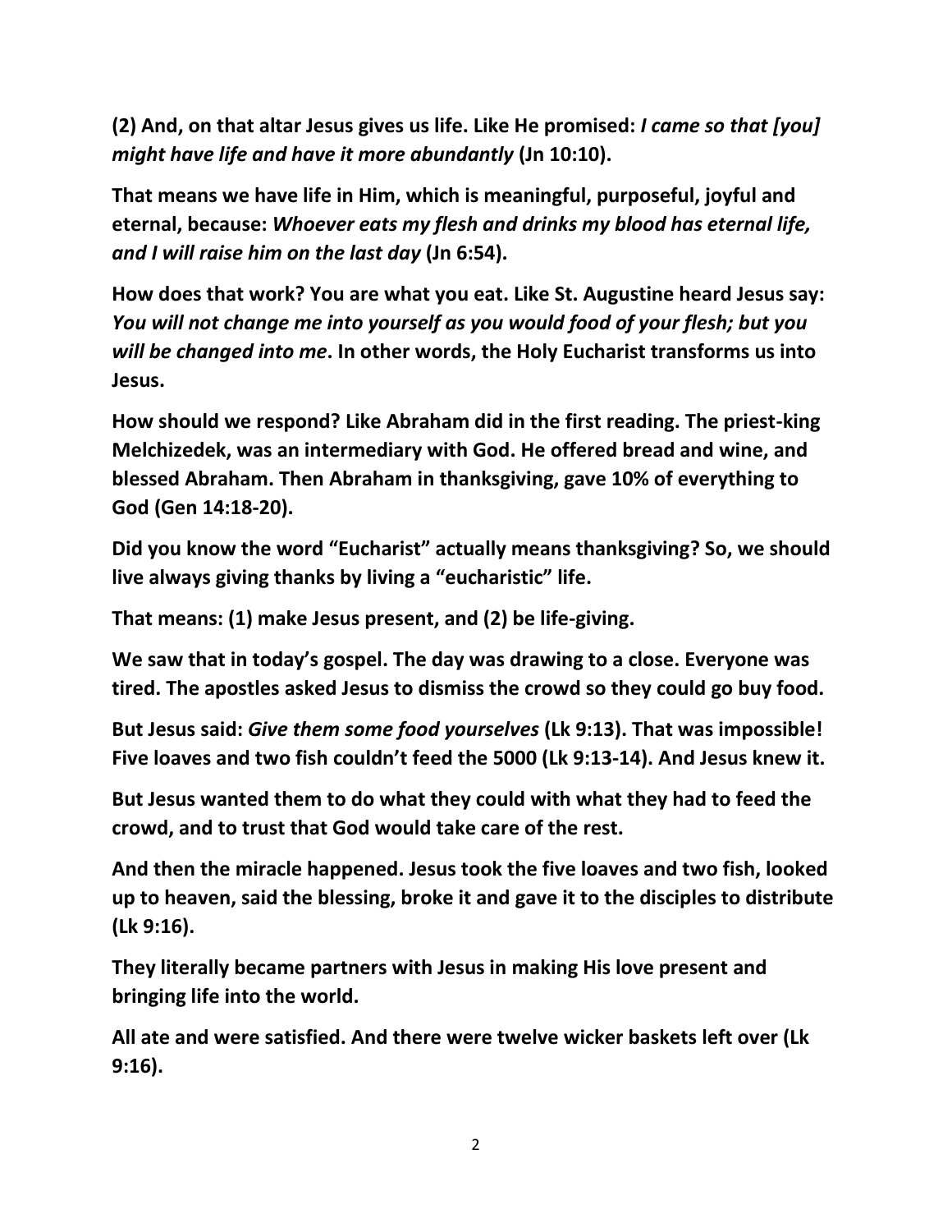**(2) And, on that altar Jesus gives us life. Like He promised: *I came so that [you] might have life and have it more abundantly* (Jn 10:10).**

**That means we have life in Him, which is meaningful, purposeful, joyful and eternal, because: *Whoever eats my flesh and drinks my blood has eternal life, and I will raise him on the last day* (Jn 6:54).**

**How does that work? You are what you eat. Like St. Augustine heard Jesus say: *You will not change me into yourself as you would food of your flesh; but you will be changed into me*. In other words, the Holy Eucharist transforms us into Jesus.**

**How should we respond? Like Abraham did in the first reading. The priest-king Melchizedek, was an intermediary with God. He offered bread and wine, and blessed Abraham. Then Abraham in thanksgiving, gave 10% of everything to God (Gen 14:18-20).**

**Did you know the word "Eucharist" actually means thanksgiving? So, we should live always giving thanks by living a "eucharistic" life.**

**That means: (1) make Jesus present, and (2) be life-giving.**

**We saw that in today's gospel. The day was drawing to a close. Everyone was tired. The apostles asked Jesus to dismiss the crowd so they could go buy food.**

**But Jesus said: *Give them some food yourselves* (Lk 9:13). That was impossible! Five loaves and two fish couldn't feed the 5000 (Lk 9:13-14). And Jesus knew it.**

**But Jesus wanted them to do what they could with what they had to feed the crowd, and to trust that God would take care of the rest.**

**And then the miracle happened. Jesus took the five loaves and two fish, looked up to heaven, said the blessing, broke it and gave it to the disciples to distribute (Lk 9:16).**

**They literally became partners with Jesus in making His love present and bringing life into the world.**

**All ate and were satisfied. And there were twelve wicker baskets left over (Lk 9:16).**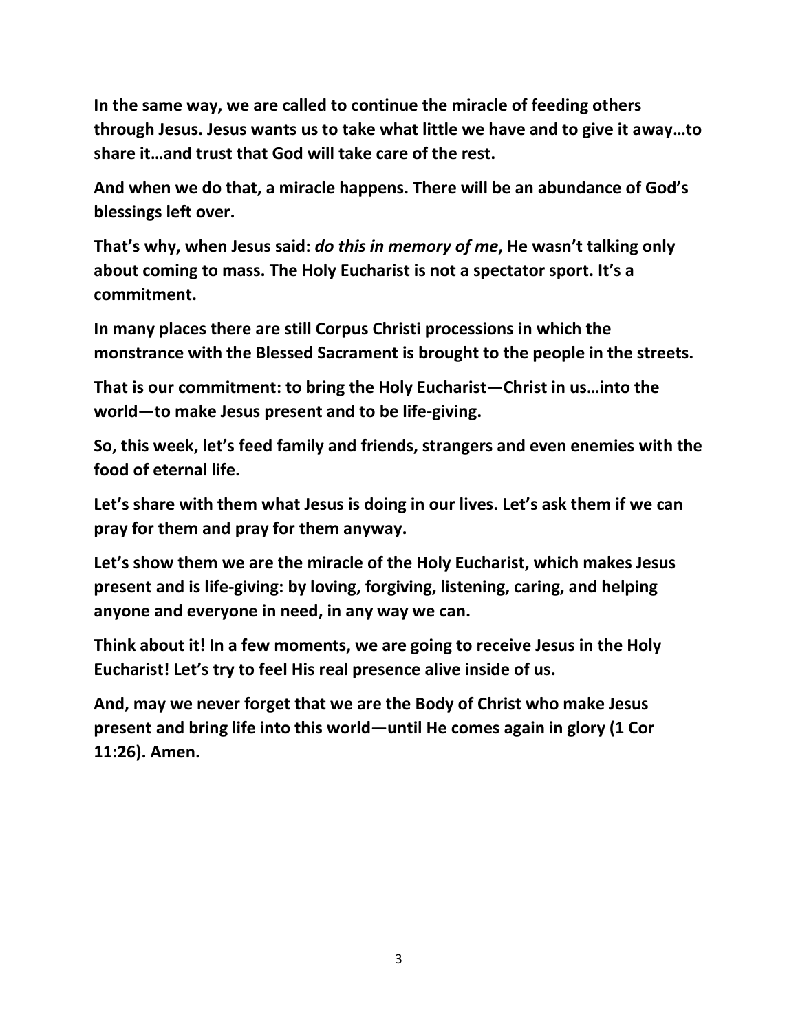**In the same way, we are called to continue the miracle of feeding others through Jesus. Jesus wants us to take what little we have and to give it away…to share it…and trust that God will take care of the rest.**

**And when we do that, a miracle happens. There will be an abundance of God's blessings left over.**

**That's why, when Jesus said: *do this in memory of me*, He wasn't talking only about coming to mass. The Holy Eucharist is not a spectator sport. It's a commitment.**

**In many places there are still Corpus Christi processions in which the monstrance with the Blessed Sacrament is brought to the people in the streets.**

**That is our commitment: to bring the Holy Eucharist—Christ in us…into the world—to make Jesus present and to be life-giving.**

**So, this week, let's feed family and friends, strangers and even enemies with the food of eternal life.**

**Let's share with them what Jesus is doing in our lives. Let's ask them if we can pray for them and pray for them anyway.**

**Let's show them we are the miracle of the Holy Eucharist, which makes Jesus present and is life-giving: by loving, forgiving, listening, caring, and helping anyone and everyone in need, in any way we can.**

**Think about it! In a few moments, we are going to receive Jesus in the Holy Eucharist! Let's try to feel His real presence alive inside of us.**

**And, may we never forget that we are the Body of Christ who make Jesus present and bring life into this world—until He comes again in glory (1 Cor 11:26). Amen.**